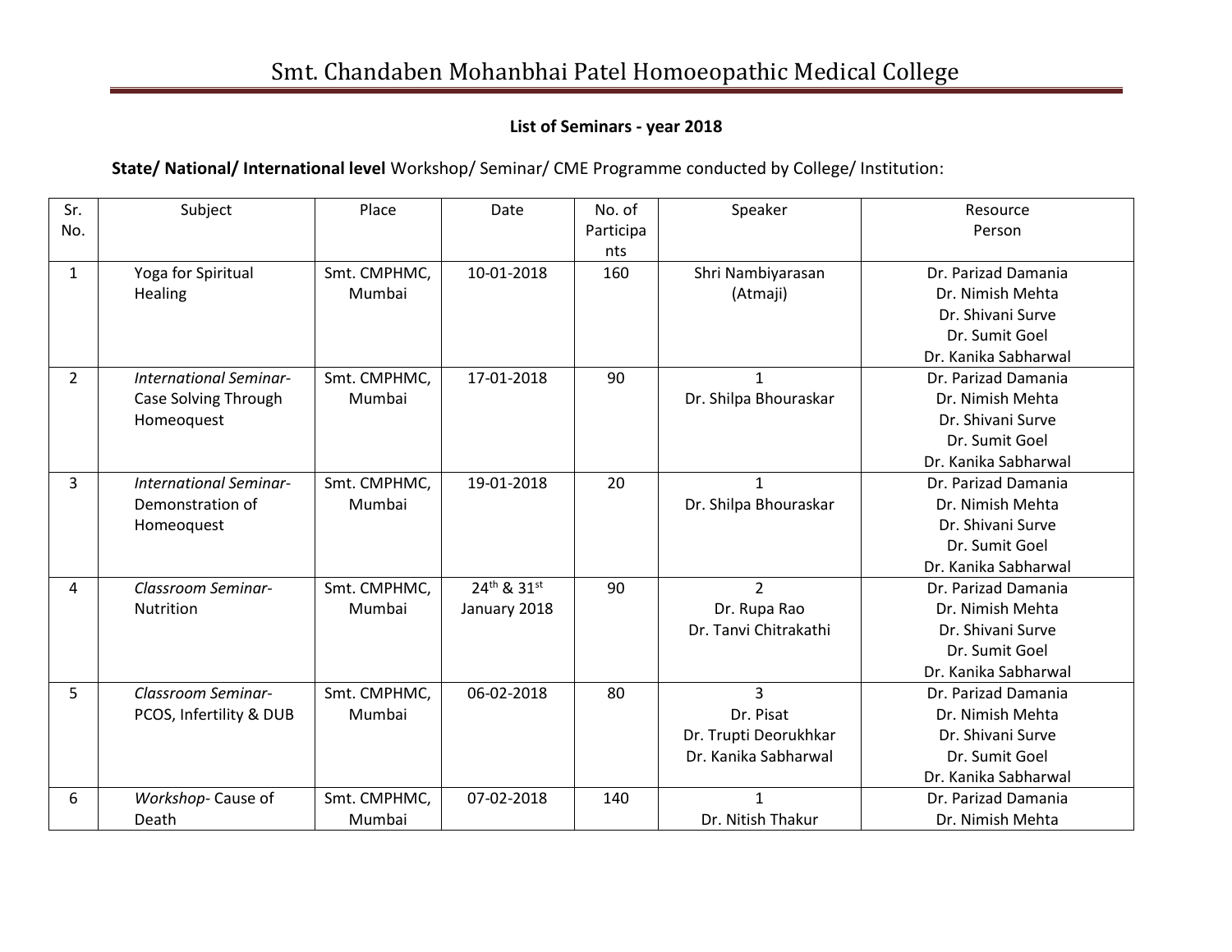# Smt. Chandaben Mohanbhai Patel Homoeopathic Medical College

## List of Seminars - year 2018

**State/ National/ International level** Workshop/ Seminar/ CME Programme conducted by College/ Institution:

| Sr. No. | Subject | Place | Date | No. of Participants | Speaker | Resource Person |
|---|---|---|---|---|---|---|
| 1 | Yoga for Spiritual Healing | Smt. CMPHMC, Mumbai | 10-01-2018 | 160 | Shri Nambiyarasan (Atmaji) | Dr. Parizad Damania<br>Dr. Nimish Mehta<br>Dr. Shivani Surve<br>Dr. Sumit Goel<br>Dr. Kanika Sabharwal |
| 2 | *International Seminar*- Case Solving Through Homeoquest | Smt. CMPHMC, Mumbai | 17-01-2018 | 90 | 1<br>Dr. Shilpa Bhouraskar | Dr. Parizad Damania<br>Dr. Nimish Mehta<br>Dr. Shivani Surve<br>Dr. Sumit Goel<br>Dr. Kanika Sabharwal |
| 3 | *International Seminar*- Demonstration of Homeoquest | Smt. CMPHMC, Mumbai | 19-01-2018 | 20 | 1<br>Dr. Shilpa Bhouraskar | Dr. Parizad Damania<br>Dr. Nimish Mehta<br>Dr. Shivani Surve<br>Dr. Sumit Goel<br>Dr. Kanika Sabharwal |
| 4 | *Classroom Seminar*- Nutrition | Smt. CMPHMC, Mumbai | 24th & 31st January 2018 | 90 | 2<br>Dr. Rupa Rao<br>Dr. Tanvi Chitrakathi | Dr. Parizad Damania<br>Dr. Nimish Mehta<br>Dr. Shivani Surve<br>Dr. Sumit Goel<br>Dr. Kanika Sabharwal |
| 5 | *Classroom Seminar*- PCOS, Infertility & DUB | Smt. CMPHMC, Mumbai | 06-02-2018 | 80 | 3<br>Dr. Pisat<br>Dr. Trupti Deorukhkar<br>Dr. Kanika Sabharwal | Dr. Parizad Damania<br>Dr. Nimish Mehta<br>Dr. Shivani Surve<br>Dr. Sumit Goel<br>Dr. Kanika Sabharwal |
| 6 | *Workshop*- Cause of Death | Smt. CMPHMC, Mumbai | 07-02-2018 | 140 | 1<br>Dr. Nitish Thakur | Dr. Parizad Damania<br>Dr. Nimish Mehta |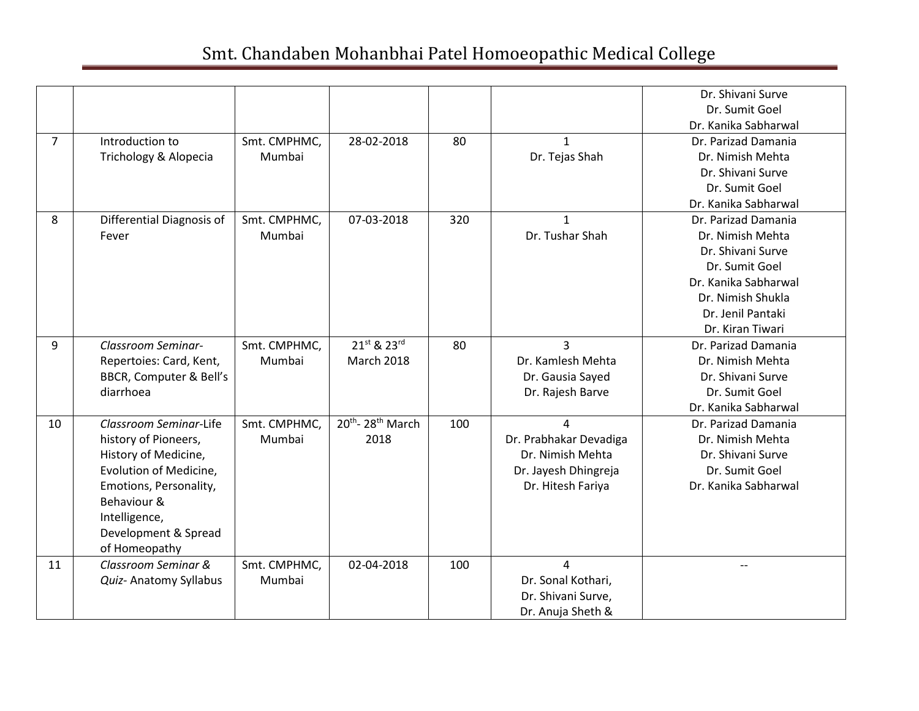|  |  |  |  |  |  | Dr. Shivani Surve<br>Dr. Sumit Goel<br>Dr. Kanika Sabharwal |
|---|---|---|---|---|---|---|
| 7 | Introduction to Trichology & Alopecia | Smt. CMPHMC, Mumbai | 28-02-2018 | 80 | 1<br>Dr. Tejas Shah | Dr. Parizad Damania<br>Dr. Nimish Mehta<br>Dr. Shivani Surve<br>Dr. Sumit Goel<br>Dr. Kanika Sabharwal |
| 8 | Differential Diagnosis of Fever | Smt. CMPHMC, Mumbai | 07-03-2018 | 320 | 1<br>Dr. Tushar Shah | Dr. Parizad Damania<br>Dr. Nimish Mehta<br>Dr. Shivani Surve<br>Dr. Sumit Goel<br>Dr. Kanika Sabharwal<br>Dr. Nimish Shukla<br>Dr. Jenil Pantaki<br>Dr. Kiran Tiwari |
| 9 | *Classroom Seminar*-Repertoies: Card, Kent, BBCR, Computer & Bell's diarrhoea | Smt. CMPHMC, Mumbai | 21st & 23rd March 2018 | 80 | 3<br>Dr. Kamlesh Mehta<br>Dr. Gausia Sayed<br>Dr. Rajesh Barve | Dr. Parizad Damania<br>Dr. Nimish Mehta<br>Dr. Shivani Surve<br>Dr. Sumit Goel<br>Dr. Kanika Sabharwal |
| 10 | *Classroom Seminar*-Life history of Pioneers, History of Medicine, Evolution of Medicine, Emotions, Personality, Behaviour & Intelligence, Development & Spread of Homeopathy | Smt. CMPHMC, Mumbai | 20th- 28th March 2018 | 100 | 4<br>Dr. Prabhakar Devadiga<br>Dr. Nimish Mehta<br>Dr. Jayesh Dhingreja<br>Dr. Hitesh Fariya | Dr. Parizad Damania<br>Dr. Nimish Mehta<br>Dr. Shivani Surve<br>Dr. Sumit Goel<br>Dr. Kanika Sabharwal |
| 11 | *Classroom Seminar & Quiz*- Anatomy Syllabus | Smt. CMPHMC, Mumbai | 02-04-2018 | 100 | 4<br>Dr. Sonal Kothari,<br>Dr. Shivani Surve,<br>Dr. Anuja Sheth & | -- |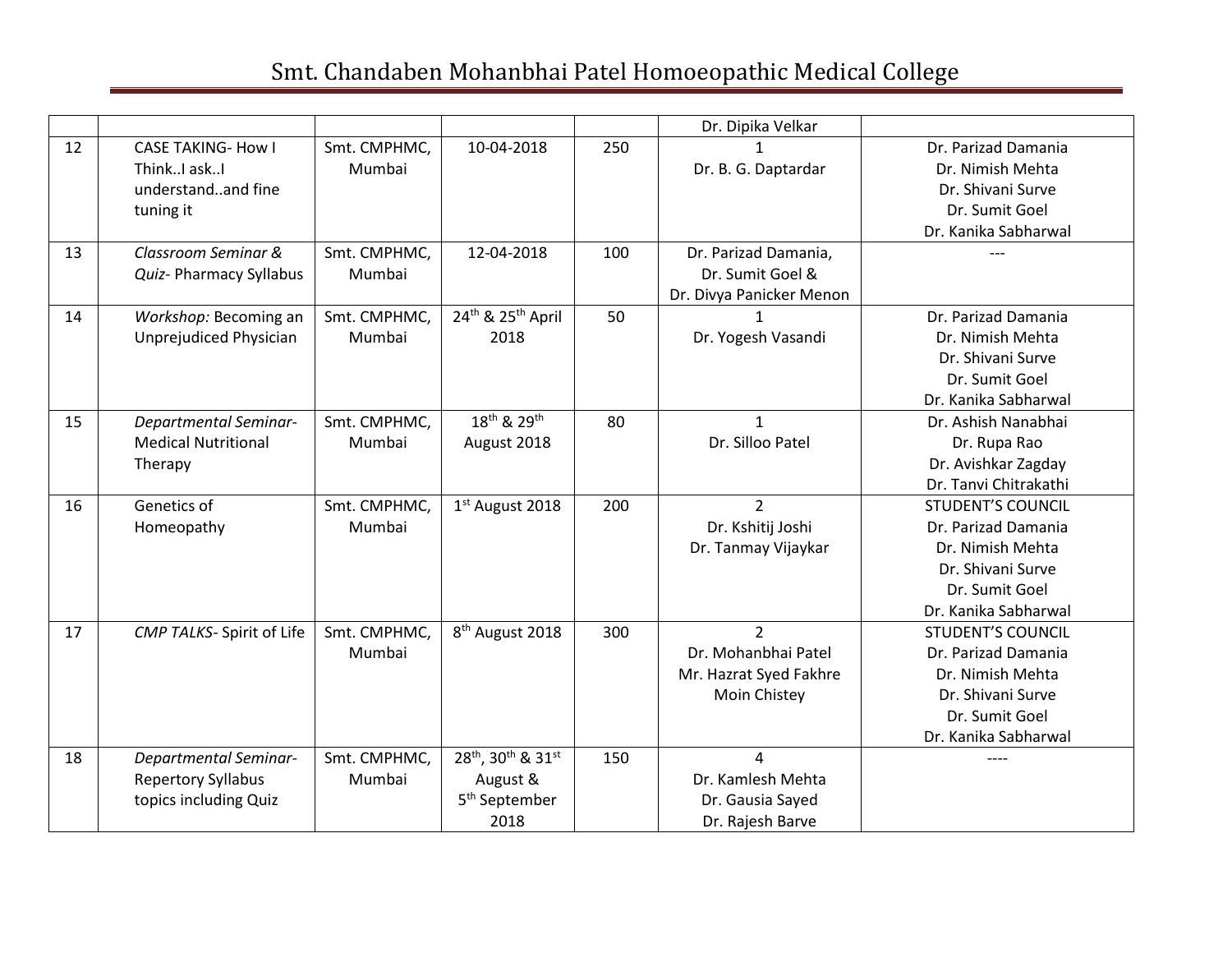| | | | | | | |
|---|---|---|---|---|---|---|
| | | | | | Dr. Dipika Velkar | |
| 12 | CASE TAKING- How I Think..I ask..I understand..and fine tuning it | Smt. CMPHMC, Mumbai | 10-04-2018 | 250 | 1<br>Dr. B. G. Daptardar | Dr. Parizad Damania<br>Dr. Nimish Mehta<br>Dr. Shivani Surve<br>Dr. Sumit Goel<br>Dr. Kanika Sabharwal |
| 13 | *Classroom Seminar & Quiz*- Pharmacy Syllabus | Smt. CMPHMC, Mumbai | 12-04-2018 | 100 | Dr. Parizad Damania,<br>Dr. Sumit Goel &<br>Dr. Divya Panicker Menon | --- |
| 14 | *Workshop:* Becoming an Unprejudiced Physician | Smt. CMPHMC, Mumbai | 24th & 25th April 2018 | 50 | 1<br>Dr. Yogesh Vasandi | Dr. Parizad Damania<br>Dr. Nimish Mehta<br>Dr. Shivani Surve<br>Dr. Sumit Goel<br>Dr. Kanika Sabharwal |
| 15 | *Departmental Seminar*- Medical Nutritional Therapy | Smt. CMPHMC, Mumbai | 18th & 29th August 2018 | 80 | 1<br>Dr. Silloo Patel | Dr. Ashish Nanabhai<br>Dr. Rupa Rao<br>Dr. Avishkar Zagday<br>Dr. Tanvi Chitrakathi |
| 16 | Genetics of Homeopathy | Smt. CMPHMC, Mumbai | 1st August 2018 | 200 | 2<br>Dr. Kshitij Joshi<br>Dr. Tanmay Vijaykar | STUDENT'S COUNCIL<br>Dr. Parizad Damania<br>Dr. Nimish Mehta<br>Dr. Shivani Surve<br>Dr. Sumit Goel<br>Dr. Kanika Sabharwal |
| 17 | *CMP TALKS*- Spirit of Life | Smt. CMPHMC, Mumbai | 8th August 2018 | 300 | 2<br>Dr. Mohanbhai Patel<br>Mr. Hazrat Syed Fakhre Moin Chistey | STUDENT'S COUNCIL<br>Dr. Parizad Damania<br>Dr. Nimish Mehta<br>Dr. Shivani Surve<br>Dr. Sumit Goel<br>Dr. Kanika Sabharwal |
| 18 | *Departmental Seminar*- Repertory Syllabus topics including Quiz | Smt. CMPHMC, Mumbai | 28th, 30th & 31st August &<br>5th September 2018 | 150 | 4<br>Dr. Kamlesh Mehta<br>Dr. Gausia Sayed<br>Dr. Rajesh Barve | ---- |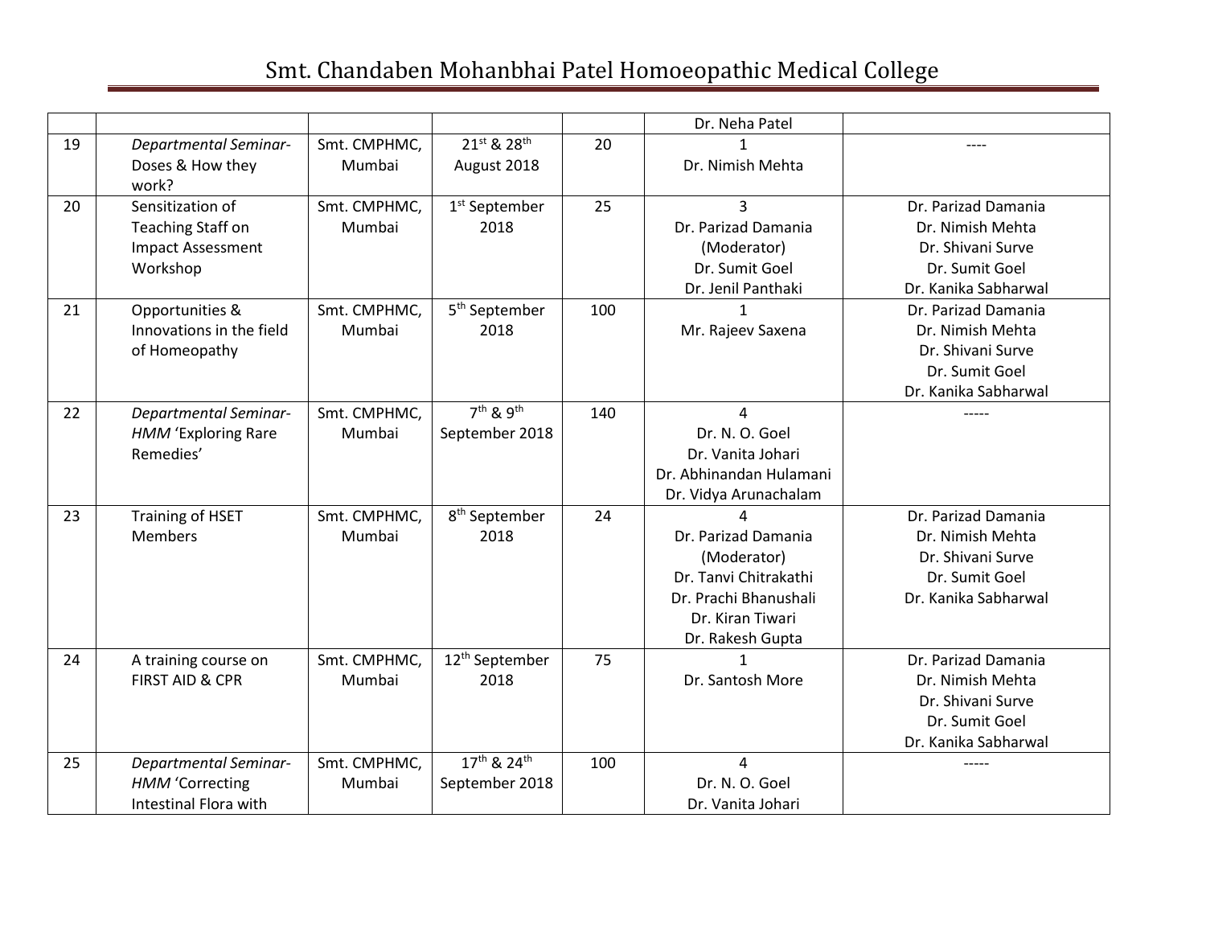| | | | | | | |
|---|---|---|---|---|---|---|
| | | | | | Dr. Neha Patel | |
| 19 | *Departmental Seminar-* Doses & How they work? | Smt. CMPHMC, Mumbai | 21st & 28th August 2018 | 20 | 1<br>Dr. Nimish Mehta | ---- |
| 20 | Sensitization of Teaching Staff on Impact Assessment Workshop | Smt. CMPHMC, Mumbai | 1st September 2018 | 25 | 3<br>Dr. Parizad Damania (Moderator)<br>Dr. Sumit Goel<br>Dr. Jenil Panthaki | Dr. Parizad Damania<br>Dr. Nimish Mehta<br>Dr. Shivani Surve<br>Dr. Sumit Goel<br>Dr. Kanika Sabharwal |
| 21 | Opportunities & Innovations in the field of Homeopathy | Smt. CMPHMC, Mumbai | 5th September 2018 | 100 | 1<br>Mr. Rajeev Saxena | Dr. Parizad Damania<br>Dr. Nimish Mehta<br>Dr. Shivani Surve<br>Dr. Sumit Goel<br>Dr. Kanika Sabharwal |
| 22 | *Departmental Seminar-HMM* 'Exploring Rare Remedies' | Smt. CMPHMC, Mumbai | 7th & 9th September 2018 | 140 | 4<br>Dr. N. O. Goel<br>Dr. Vanita Johari<br>Dr. Abhinandan Hulamani<br>Dr. Vidya Arunachalam | ----- |
| 23 | Training of HSET Members | Smt. CMPHMC, Mumbai | 8th September 2018 | 24 | 4<br>Dr. Parizad Damania (Moderator)<br>Dr. Tanvi Chitrakathi<br>Dr. Prachi Bhanushali<br>Dr. Kiran Tiwari<br>Dr. Rakesh Gupta | Dr. Parizad Damania<br>Dr. Nimish Mehta<br>Dr. Shivani Surve<br>Dr. Sumit Goel<br>Dr. Kanika Sabharwal |
| 24 | A training course on FIRST AID & CPR | Smt. CMPHMC, Mumbai | 12th September 2018 | 75 | 1<br>Dr. Santosh More | Dr. Parizad Damania<br>Dr. Nimish Mehta<br>Dr. Shivani Surve<br>Dr. Sumit Goel<br>Dr. Kanika Sabharwal |
| 25 | *Departmental Seminar-HMM* 'Correcting Intestinal Flora with | Smt. CMPHMC, Mumbai | 17th & 24th September 2018 | 100 | 4<br>Dr. N. O. Goel<br>Dr. Vanita Johari | ----- |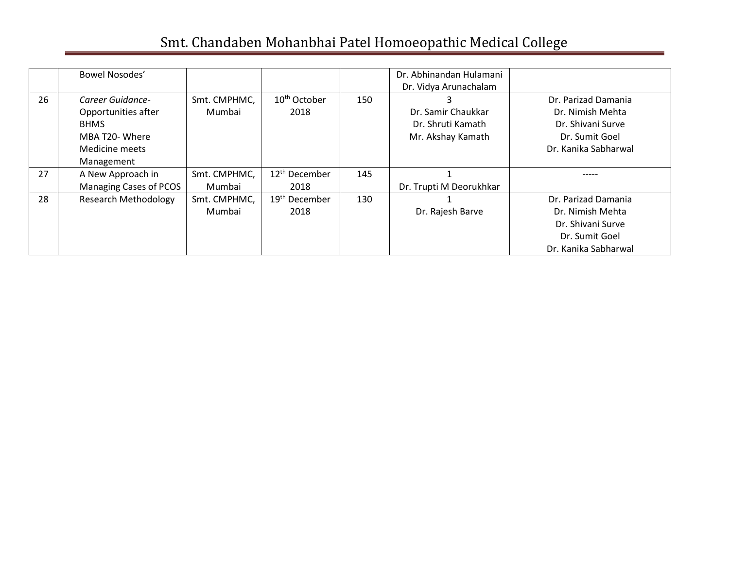| | | | | | | |
|---|---|---|---|---|---|---|
| | Bowel Nosodes' | | | | Dr. Abhinandan Hulamani<br>Dr. Vidya Arunachalam | |
| 26 | *Career Guidance*-<br>Opportunities after BHMS<br>MBA T20- Where Medicine meets Management | Smt. CMPHMC, Mumbai | 10th October 2018 | 150 | 3<br>Dr. Samir Chaukkar<br>Dr. Shruti Kamath<br>Mr. Akshay Kamath | Dr. Parizad Damania<br>Dr. Nimish Mehta<br>Dr. Shivani Surve<br>Dr. Sumit Goel<br>Dr. Kanika Sabharwal |
| 27 | A New Approach in Managing Cases of PCOS | Smt. CMPHMC, Mumbai | 12th December 2018 | 145 | 1<br>Dr. Trupti M Deorukhkar | ----- |
| 28 | Research Methodology | Smt. CMPHMC, Mumbai | 19th December 2018 | 130 | 1<br>Dr. Rajesh Barve | Dr. Parizad Damania<br>Dr. Nimish Mehta<br>Dr. Shivani Surve<br>Dr. Sumit Goel<br>Dr. Kanika Sabharwal |